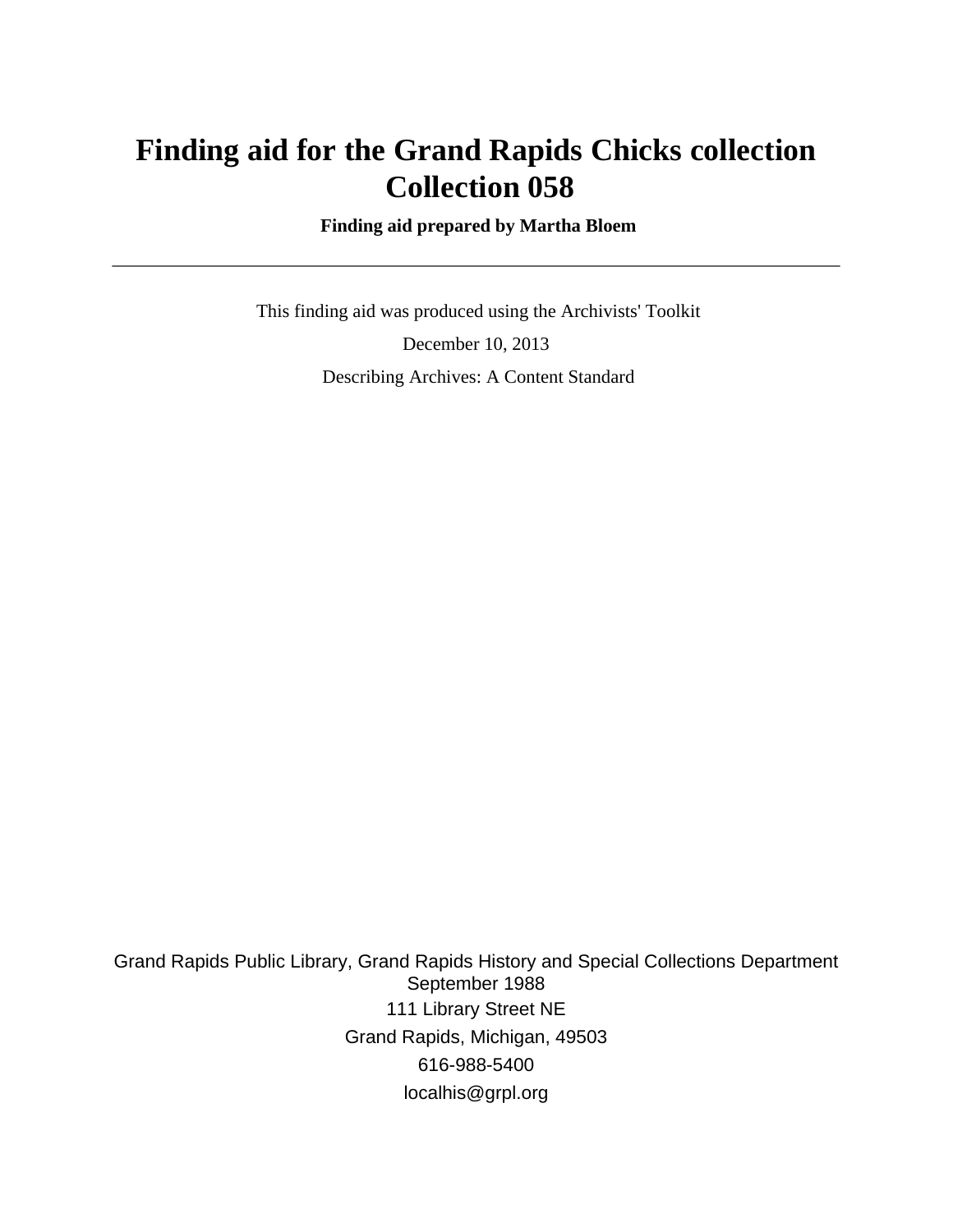# Finding aid for the Grand Rapids Chicks collection Collection 058

**Finding aid prepared by Martha Bloem**

---

This finding aid was produced using the Archivists' Toolkit

December 10, 2013

Describing Archives: A Content Standard

Grand Rapids Public Library, Grand Rapids History and Special Collections Department
September 1988
111 Library Street NE
Grand Rapids, Michigan, 49503
616-988-5400
localhis@grpl.org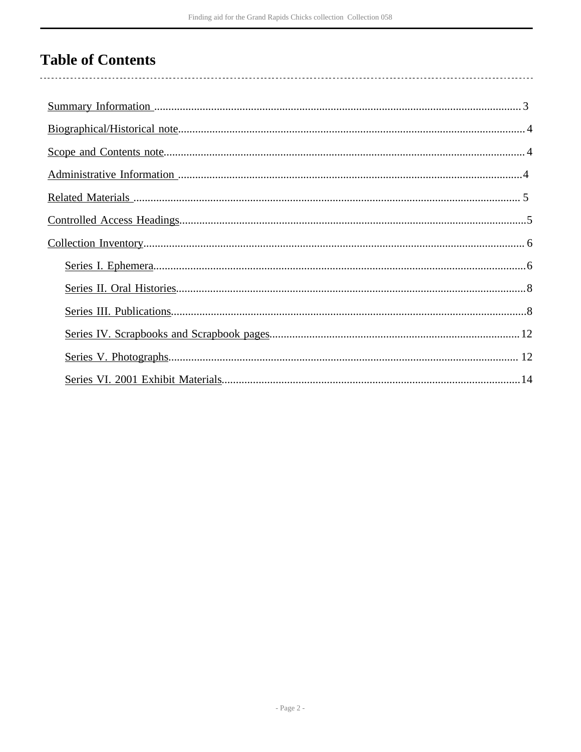# Table of Contents

- Summary Information ..... 3
- Biographical/Historical note ..... 4
- Scope and Contents note ..... 4
- Administrative Information ..... 4
- Related Materials ..... 5
- Controlled Access Headings ..... 5
- Collection Inventory ..... 6
    - Series I. Ephemera ..... 6
    - Series II. Oral Histories ..... 8
    - Series III. Publications ..... 8
    - Series IV. Scrapbooks and Scrapbook pages ..... 12
    - Series V. Photographs ..... 12
    - Series VI. 2001 Exhibit Materials ..... 14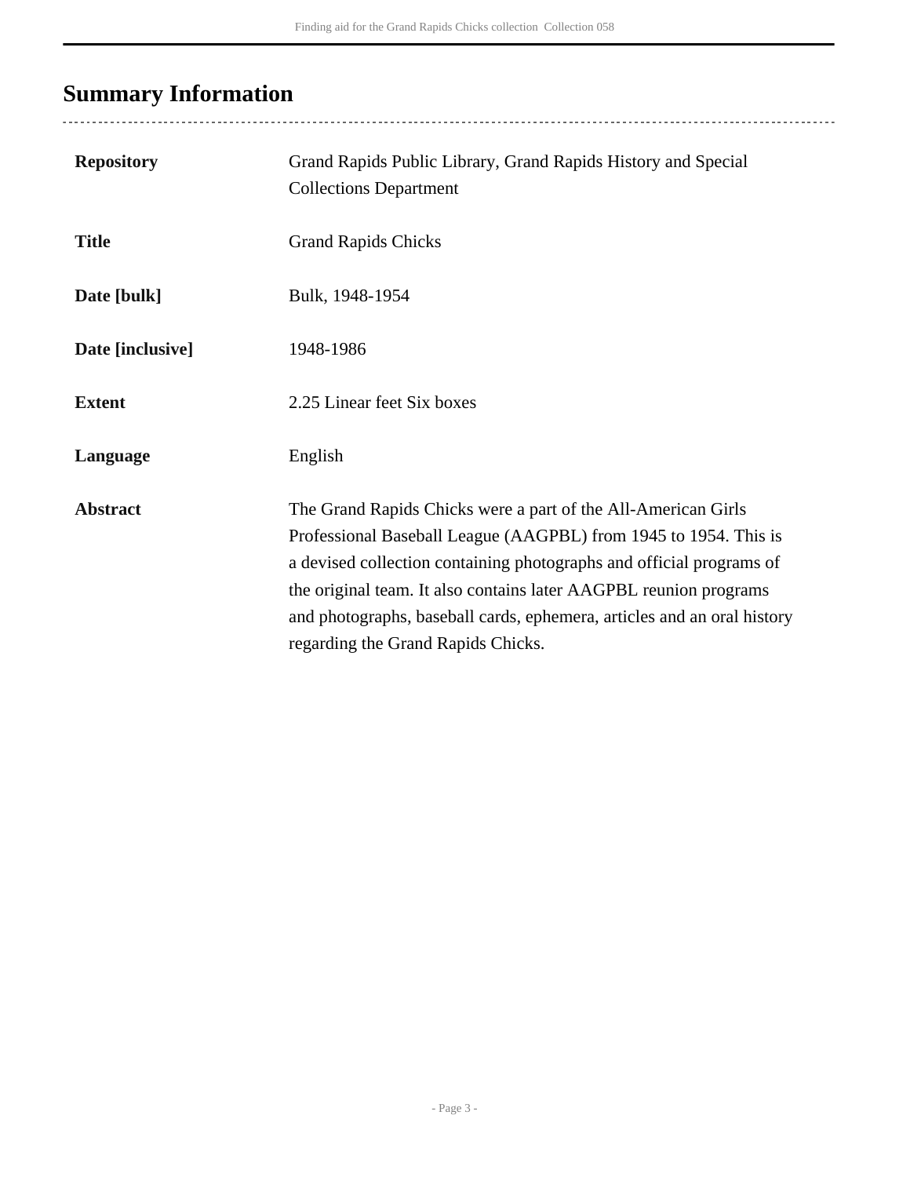## Summary Information

| | |
|---|---|
| **Repository** | Grand Rapids Public Library, Grand Rapids History and Special Collections Department |
| **Title** | Grand Rapids Chicks |
| **Date [bulk]** | Bulk, 1948-1954 |
| **Date [inclusive]** | 1948-1986 |
| **Extent** | 2.25 Linear feet Six boxes |
| **Language** | English |
| **Abstract** | The Grand Rapids Chicks were a part of the All-American Girls Professional Baseball League (AAGPBL) from 1945 to 1954. This is a devised collection containing photographs and official programs of the original team. It also contains later AAGPBL reunion programs and photographs, baseball cards, ephemera, articles and an oral history regarding the Grand Rapids Chicks. |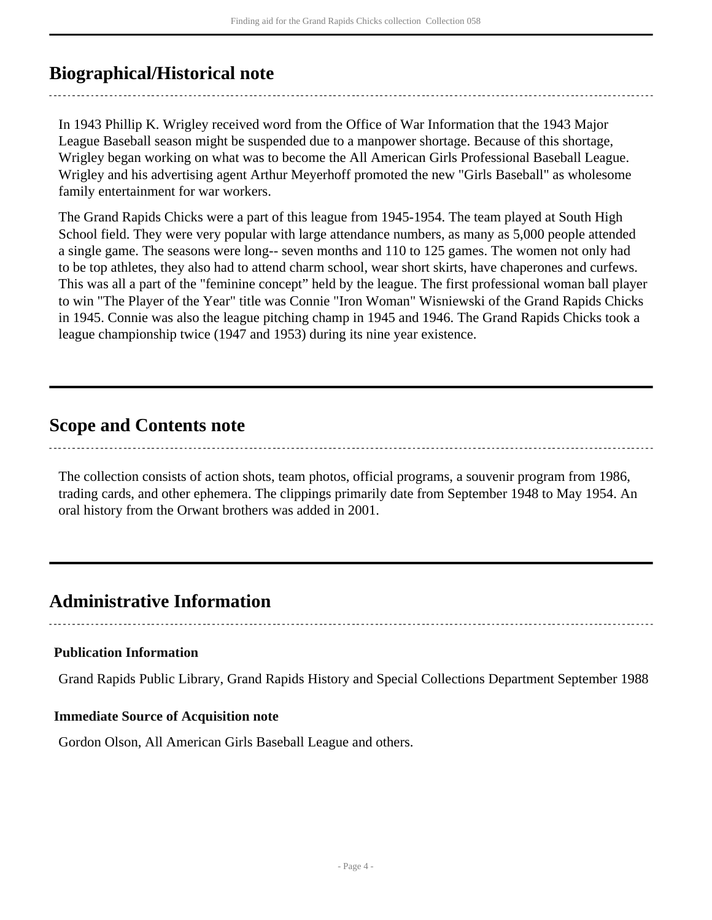## Biographical/Historical note

In 1943 Phillip K. Wrigley received word from the Office of War Information that the 1943 Major League Baseball season might be suspended due to a manpower shortage. Because of this shortage, Wrigley began working on what was to become the All American Girls Professional Baseball League. Wrigley and his advertising agent Arthur Meyerhoff promoted the new "Girls Baseball" as wholesome family entertainment for war workers.

The Grand Rapids Chicks were a part of this league from 1945-1954. The team played at South High School field. They were very popular with large attendance numbers, as many as 5,000 people attended a single game. The seasons were long-- seven months and 110 to 125 games. The women not only had to be top athletes, they also had to attend charm school, wear short skirts, have chaperones and curfews. This was all a part of the "feminine concept" held by the league. The first professional woman ball player to win "The Player of the Year" title was Connie "Iron Woman" Wisniewski of the Grand Rapids Chicks in 1945. Connie was also the league pitching champ in 1945 and 1946. The Grand Rapids Chicks took a league championship twice (1947 and 1953) during its nine year existence.

## Scope and Contents note

The collection consists of action shots, team photos, official programs, a souvenir program from 1986, trading cards, and other ephemera. The clippings primarily date from September 1948 to May 1954. An oral history from the Orwant brothers was added in 2001.

## Administrative Information

### Publication Information

Grand Rapids Public Library, Grand Rapids History and Special Collections Department September 1988

### Immediate Source of Acquisition note

Gordon Olson, All American Girls Baseball League and others.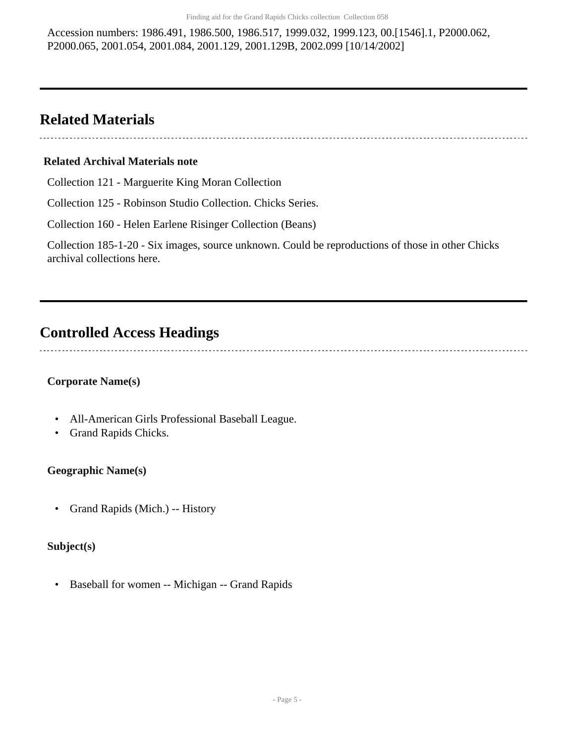Accession numbers: 1986.491, 1986.500, 1986.517, 1999.032, 1999.123, 00.[1546].1, P2000.062, P2000.065, 2001.054, 2001.084, 2001.129, 2001.129B, 2002.099 [10/14/2002]

## Related Materials

**Related Archival Materials note**

Collection 121 - Marguerite King Moran Collection

Collection 125 - Robinson Studio Collection. Chicks Series.

Collection 160 - Helen Earlene Risinger Collection (Beans)

Collection 185-1-20 - Six images, source unknown. Could be reproductions of those in other Chicks archival collections here.

## Controlled Access Headings

**Corporate Name(s)**

- All-American Girls Professional Baseball League.
- Grand Rapids Chicks.

**Geographic Name(s)**

- Grand Rapids (Mich.) -- History

**Subject(s)**

- Baseball for women -- Michigan -- Grand Rapids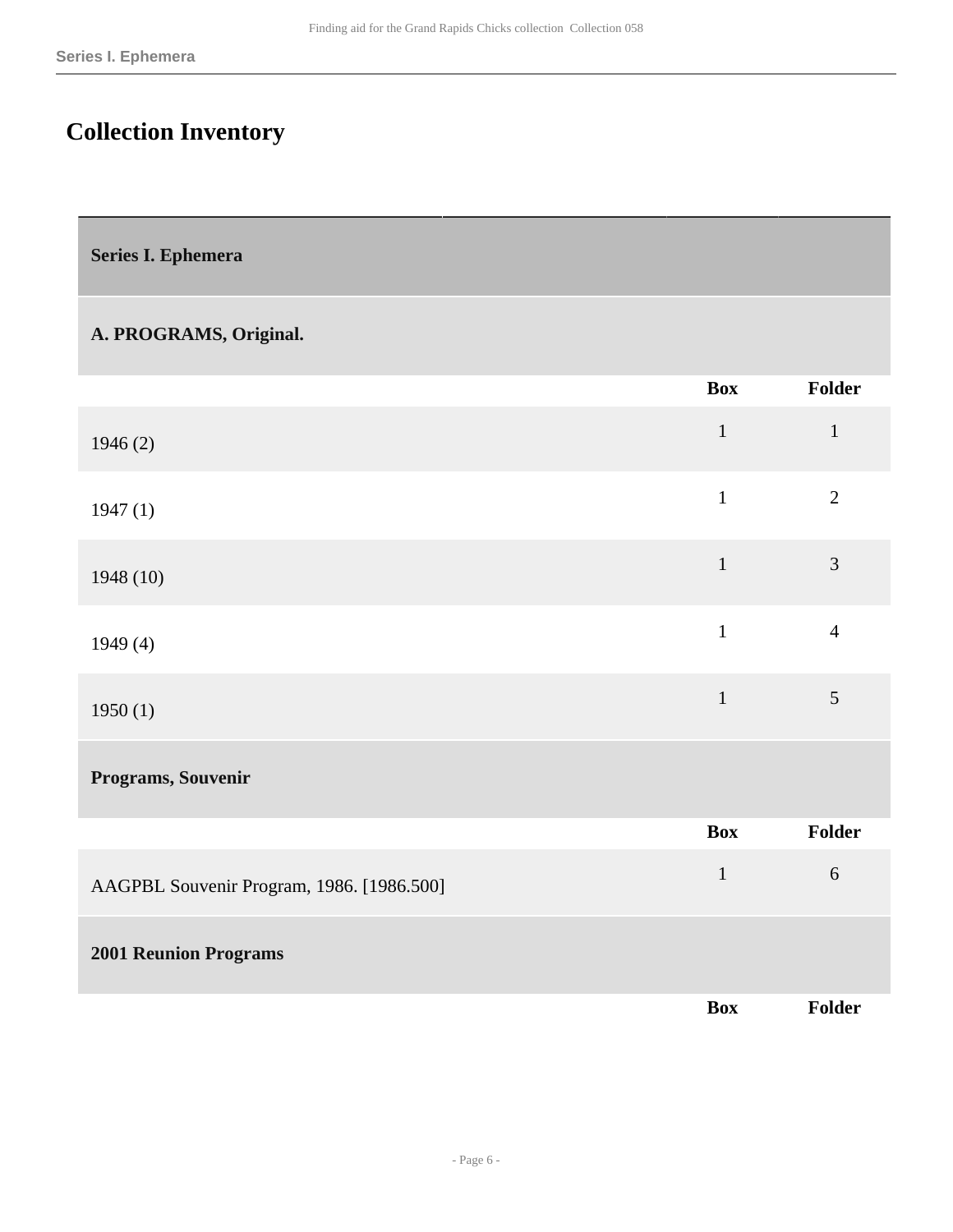# Collection Inventory

| Series I. Ephemera | | |
|---|---|---|
| **A. PROGRAMS, Original.** | | |
| | **Box** | **Folder** |
| 1946 (2) | 1 | 1 |
| 1947 (1) | 1 | 2 |
| 1948 (10) | 1 | 3 |
| 1949 (4) | 1 | 4 |
| 1950 (1) | 1 | 5 |
| **Programs, Souvenir** | | |
| | **Box** | **Folder** |
| AAGPBL Souvenir Program, 1986. [1986.500] | 1 | 6 |
| **2001 Reunion Programs** | | |
| | **Box** | **Folder** |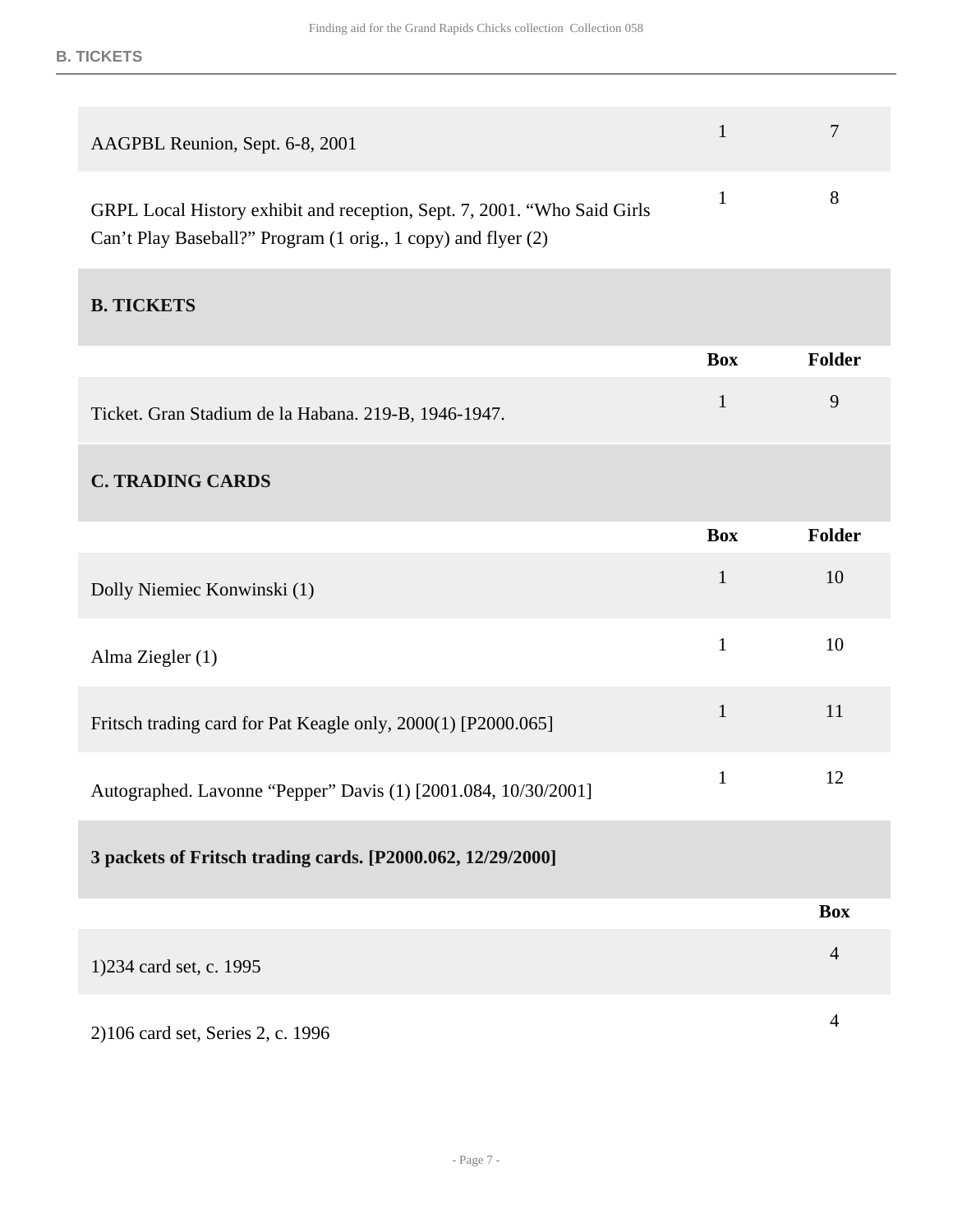| | | |
|---|---|---|
| AAGPBL Reunion, Sept. 6-8, 2001 | 1 | 7 |
| GRPL Local History exhibit and reception, Sept. 7, 2001. “Who Said Girls Can’t Play Baseball?” Program (1 orig., 1 copy) and flyer (2) | 1 | 8 |

### B. TICKETS

| | Box | Folder |
|---|---|---|
| Ticket. Gran Stadium de la Habana. 219-B, 1946-1947. | 1 | 9 |

### C. TRADING CARDS

| | Box | Folder |
|---|---|---|
| Dolly Niemiec Konwinski (1) | 1 | 10 |
| Alma Ziegler (1) | 1 | 10 |
| Fritsch trading card for Pat Keagle only, 2000(1) [P2000.065] | 1 | 11 |
| Autographed. Lavonne “Pepper” Davis (1) [2001.084, 10/30/2001] | 1 | 12 |

#### 3 packets of Fritsch trading cards. [P2000.062, 12/29/2000]

| | Box |
|---|---|
| 1)234 card set, c. 1995 | 4 |
| 2)106 card set, Series 2, c. 1996 | 4 |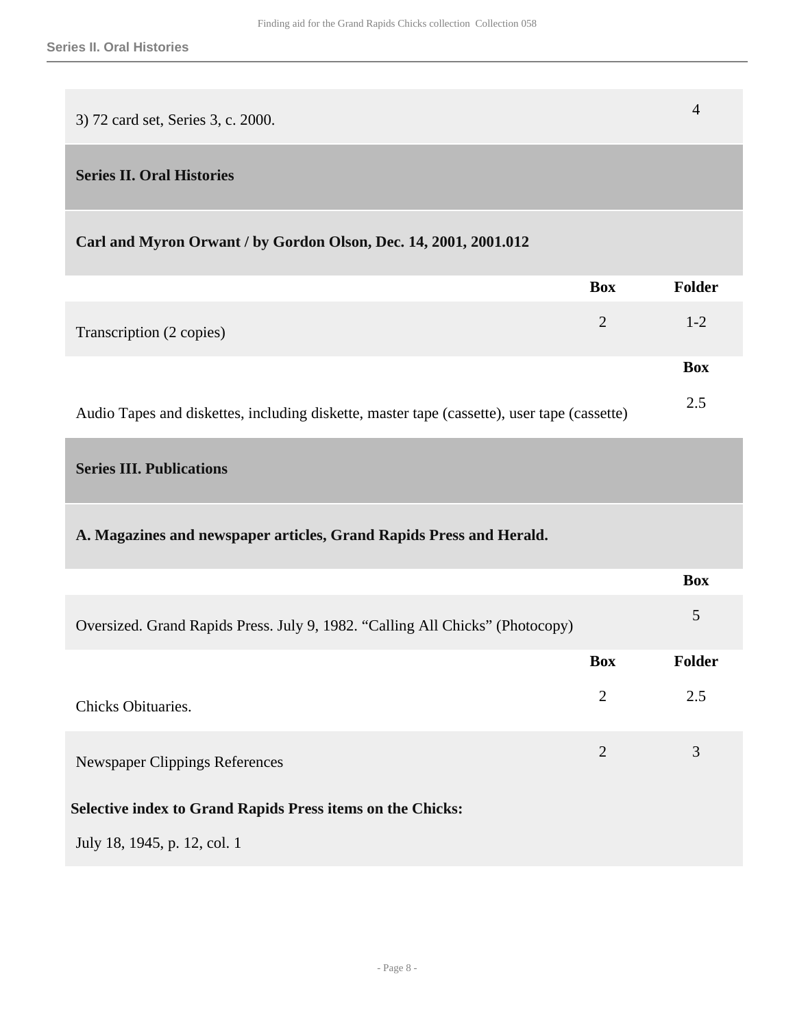| | Box |
|---|---|
| 3) 72 card set, Series 3, c. 2000. | 4 |

## Series II. Oral Histories

### Carl and Myron Orwant / by Gordon Olson, Dec. 14, 2001, 2001.012

| | Box | Folder |
|---|---|---|
| Transcription (2 copies) | 2 | 1-2 |

| | Box |
|---|---|
| Audio Tapes and diskettes, including diskette, master tape (cassette), user tape (cassette) | 2.5 |

## Series III. Publications

### A. Magazines and newspaper articles, Grand Rapids Press and Herald.

| | Box |
|---|---|
| Oversized. Grand Rapids Press. July 9, 1982. “Calling All Chicks” (Photocopy) | 5 |

| | Box | Folder |
|---|---|---|
| Chicks Obituaries. | 2 | 2.5 |
| Newspaper Clippings References | 2 | 3 |

**Selective index to Grand Rapids Press items on the Chicks:**

July 18, 1945, p. 12, col. 1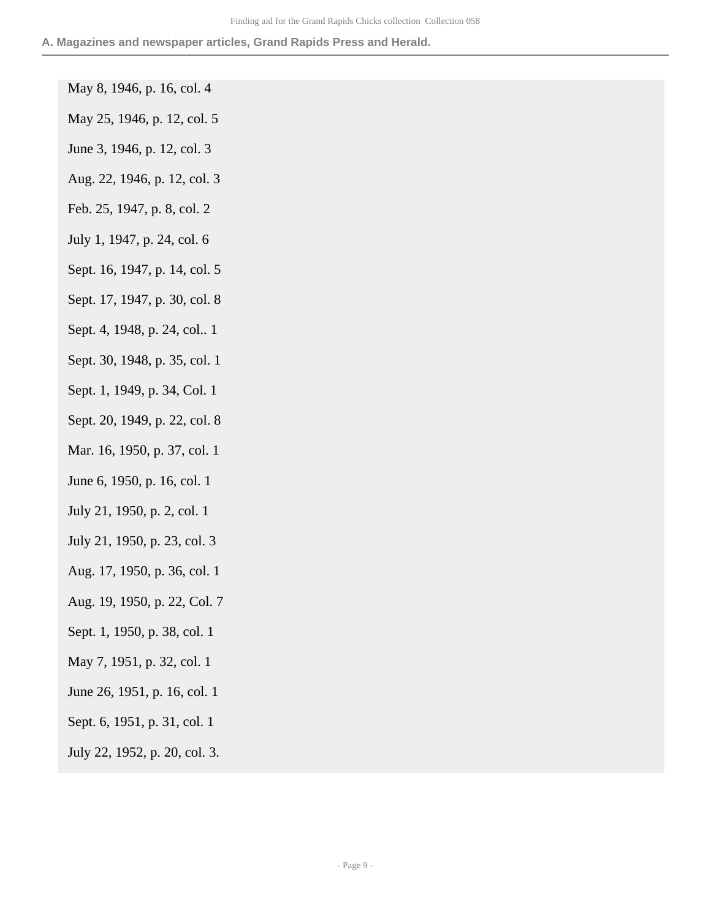May 8, 1946, p. 16, col. 4

May 25, 1946, p. 12, col. 5

June 3, 1946, p. 12, col. 3

Aug. 22, 1946, p. 12, col. 3

Feb. 25, 1947, p. 8, col. 2

July 1, 1947, p. 24, col. 6

Sept. 16, 1947, p. 14, col. 5

Sept. 17, 1947, p. 30, col. 8

Sept. 4, 1948, p. 24, col.. 1

Sept. 30, 1948, p. 35, col. 1

Sept. 1, 1949, p. 34, Col. 1

Sept. 20, 1949, p. 22, col. 8

Mar. 16, 1950, p. 37, col. 1

June 6, 1950, p. 16, col. 1

July 21, 1950, p. 2, col. 1

July 21, 1950, p. 23, col. 3

Aug. 17, 1950, p. 36, col. 1

Aug. 19, 1950, p. 22, Col. 7

Sept. 1, 1950, p. 38, col. 1

May 7, 1951, p. 32, col. 1

June 26, 1951, p. 16, col. 1

Sept. 6, 1951, p. 31, col. 1

July 22, 1952, p. 20, col. 3.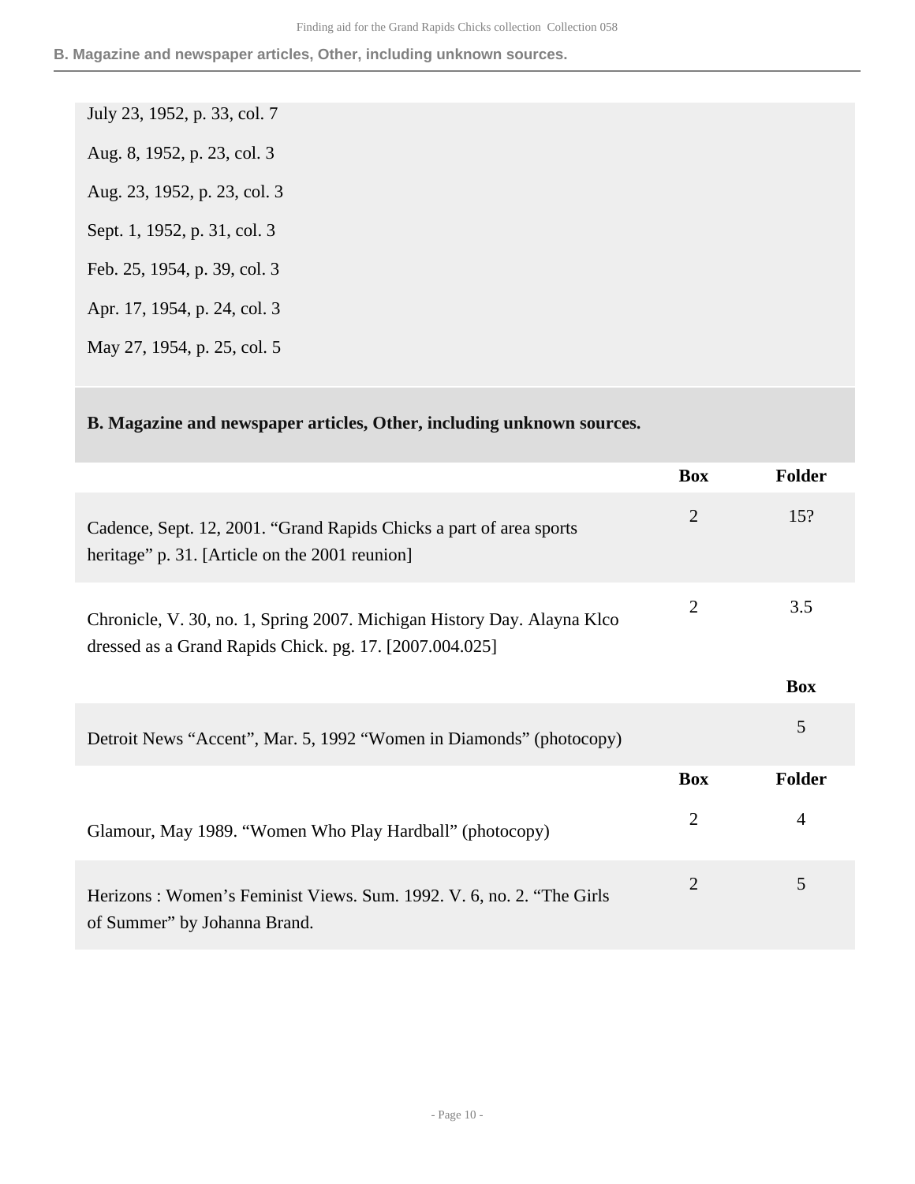July 23, 1952, p. 33, col. 7

Aug. 8, 1952, p. 23, col. 3

Aug. 23, 1952, p. 23, col. 3

Sept. 1, 1952, p. 31, col. 3

Feb. 25, 1954, p. 39, col. 3

Apr. 17, 1954, p. 24, col. 3

May 27, 1954, p. 25, col. 5

## B. Magazine and newspaper articles, Other, including unknown sources.

| | Box | Folder |
|---|---|---|
| Cadence, Sept. 12, 2001. “Grand Rapids Chicks a part of area sports heritage” p. 31. [Article on the 2001 reunion] | 2 | 15? |
| Chronicle, V. 30, no. 1, Spring 2007. Michigan History Day. Alayna Klco dressed as a Grand Rapids Chick. pg. 17. [2007.004.025] | 2 | 3.5 |

| | Box |
|---|---|
| Detroit News “Accent”, Mar. 5, 1992 “Women in Diamonds” (photocopy) | 5 |

| | Box | Folder |
|---|---|---|
| Glamour, May 1989. “Women Who Play Hardball” (photocopy) | 2 | 4 |
| Herizons : Women’s Feminist Views. Sum. 1992. V. 6, no. 2. “The Girls of Summer” by Johanna Brand. | 2 | 5 |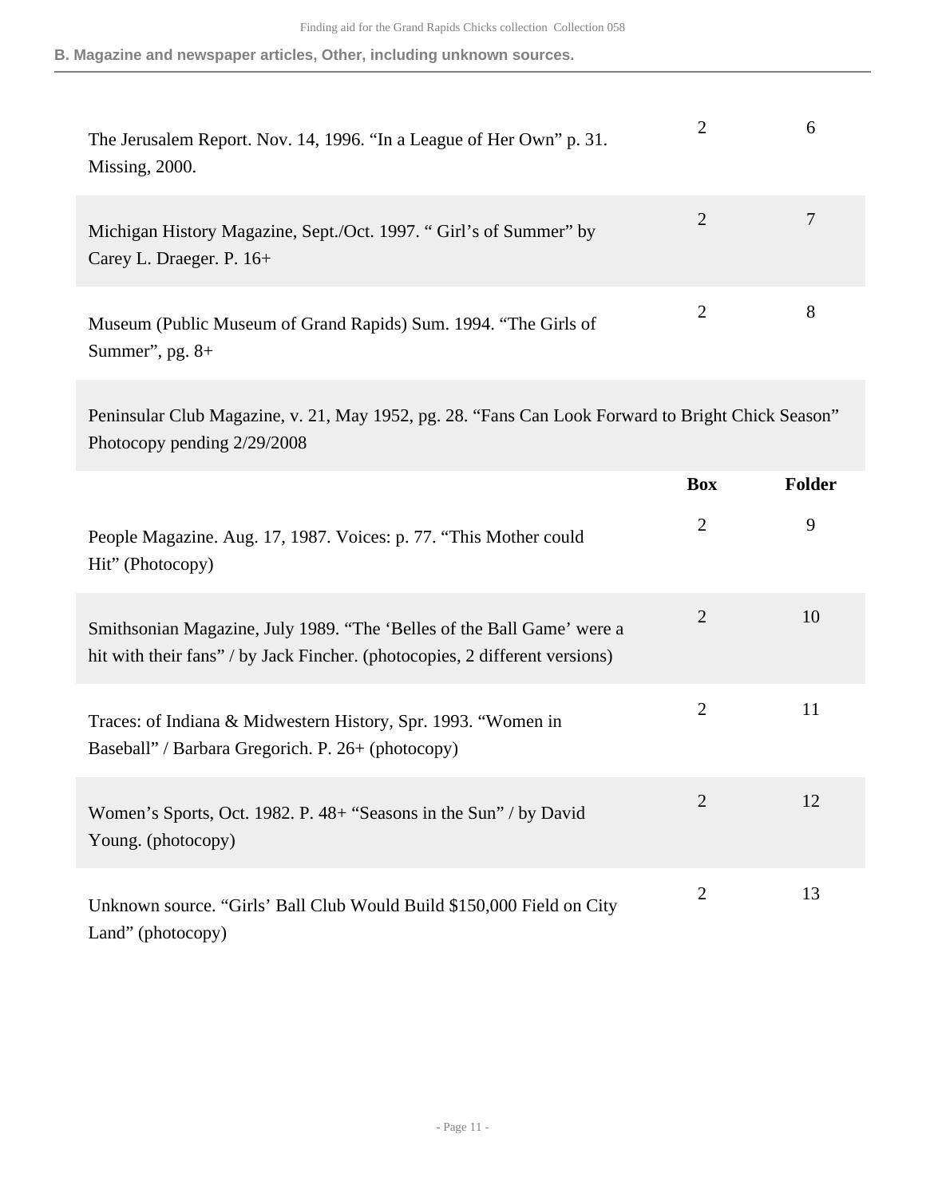### B. Magazine and newspaper articles, Other, including unknown sources.

| | Box | Folder |
|---|---|---|
| The Jerusalem Report. Nov. 14, 1996. “In a League of Her Own” p. 31. Missing, 2000. | 2 | 6 |
| Michigan History Magazine, Sept./Oct. 1997. “ Girl’s of Summer” by Carey L. Draeger. P. 16+ | 2 | 7 |
| Museum (Public Museum of Grand Rapids) Sum. 1994. “The Girls of Summer”, pg. 8+ | 2 | 8 |
| Peninsular Club Magazine, v. 21, May 1952, pg. 28. “Fans Can Look Forward to Bright Chick Season” Photocopy pending 2/29/2008 | | |
| People Magazine. Aug. 17, 1987. Voices: p. 77. “This Mother could Hit” (Photocopy) | 2 | 9 |
| Smithsonian Magazine, July 1989. “The ‘Belles of the Ball Game’ were a hit with their fans” / by Jack Fincher. (photocopies, 2 different versions) | 2 | 10 |
| Traces: of Indiana & Midwestern History, Spr. 1993. “Women in Baseball” / Barbara Gregorich. P. 26+ (photocopy) | 2 | 11 |
| Women’s Sports, Oct. 1982. P. 48+ “Seasons in the Sun” / by David Young. (photocopy) | 2 | 12 |
| Unknown source. “Girls’ Ball Club Would Build $150,000 Field on City Land” (photocopy) | 2 | 13 |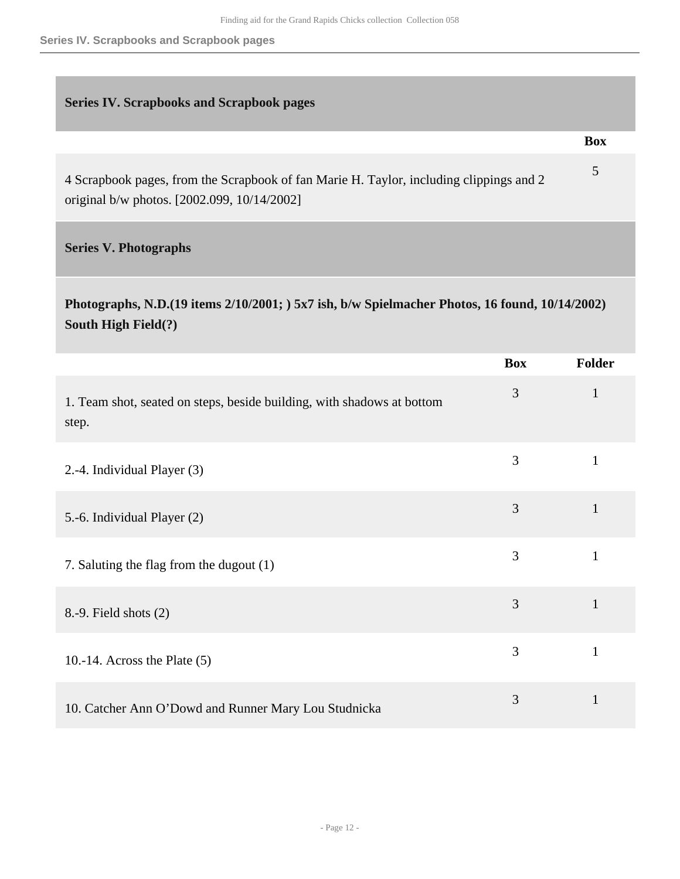## Series IV. Scrapbooks and Scrapbook pages

| | Box |
|---|---|
| 4 Scrapbook pages, from the Scrapbook of fan Marie H. Taylor, including clippings and 2 original b/w photos. [2002.099, 10/14/2002] | 5 |

## Series V. Photographs

### Photographs, N.D.(19 items 2/10/2001; ) 5x7 ish, b/w Spielmacher Photos, 16 found, 10/14/2002) South High Field(?)

| | Box | Folder |
|---|---|---|
| 1. Team shot, seated on steps, beside building, with shadows at bottom step. | 3 | 1 |
| 2.-4. Individual Player (3) | 3 | 1 |
| 5.-6. Individual Player (2) | 3 | 1 |
| 7. Saluting the flag from the dugout (1) | 3 | 1 |
| 8.-9. Field shots (2) | 3 | 1 |
| 10.-14. Across the Plate (5) | 3 | 1 |
| 10. Catcher Ann O'Dowd and Runner Mary Lou Studnicka | 3 | 1 |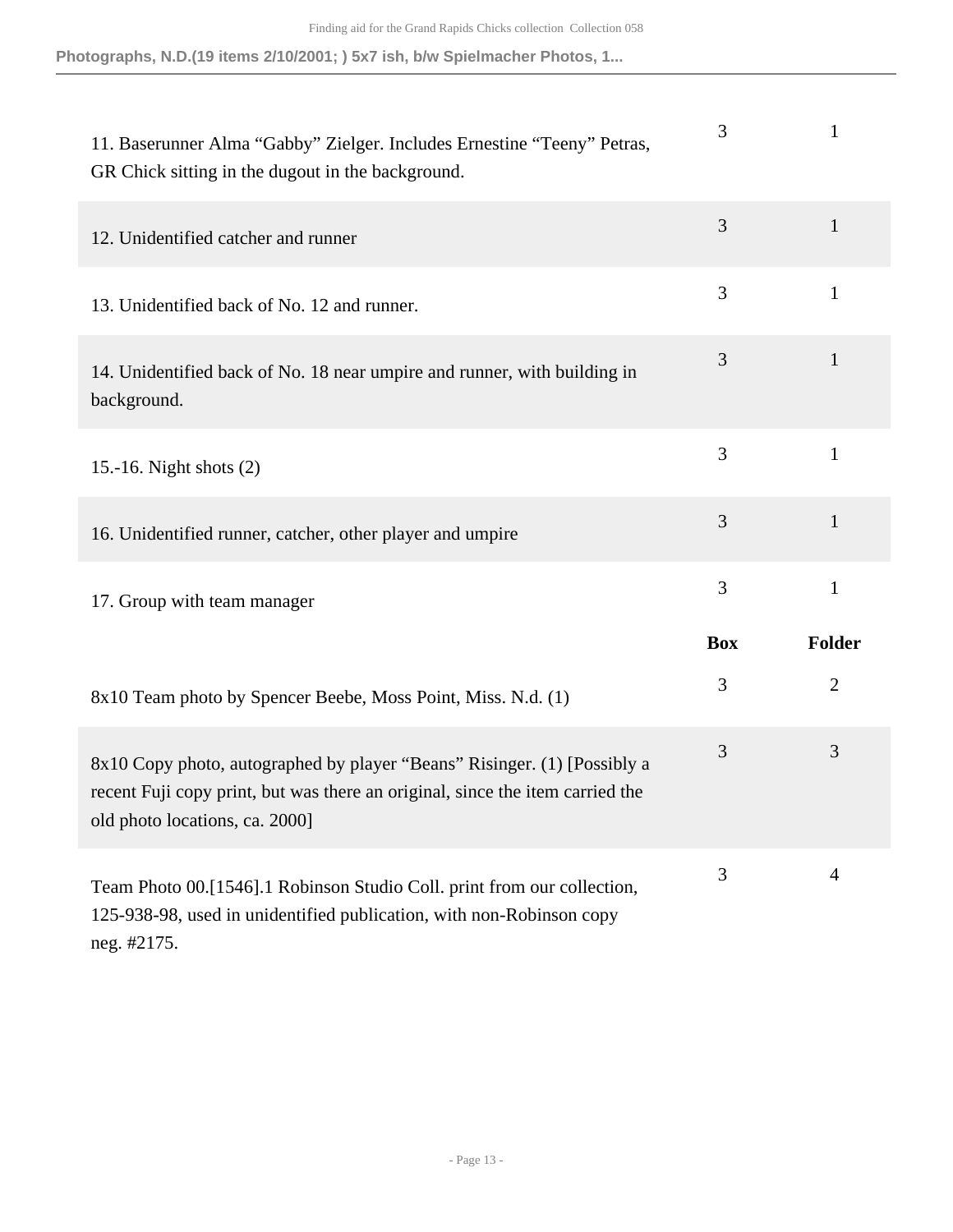| | | |
|---|---|---|
| 11. Baserunner Alma “Gabby” Zielger. Includes Ernestine “Teeny” Petras, GR Chick sitting in the dugout in the background. | 3 | 1 |
| 12. Unidentified catcher and runner | 3 | 1 |
| 13. Unidentified back of No. 12 and runner. | 3 | 1 |
| 14. Unidentified back of No. 18 near umpire and runner, with building in background. | 3 | 1 |
| 15.-16. Night shots (2) | 3 | 1 |
| 16. Unidentified runner, catcher, other player and umpire | 3 | 1 |
| 17. Group with team manager | 3 | 1 |

| | **Box** | **Folder** |
|---|---|---|
| 8x10 Team photo by Spencer Beebe, Moss Point, Miss. N.d. (1) | 3 | 2 |
| 8x10 Copy photo, autographed by player “Beans” Risinger. (1) [Possibly a recent Fuji copy print, but was there an original, since the item carried the old photo locations, ca. 2000] | 3 | 3 |
| Team Photo 00.[1546].1 Robinson Studio Coll. print from our collection, 125-938-98, used in unidentified publication, with non-Robinson copy neg. #2175. | 3 | 4 |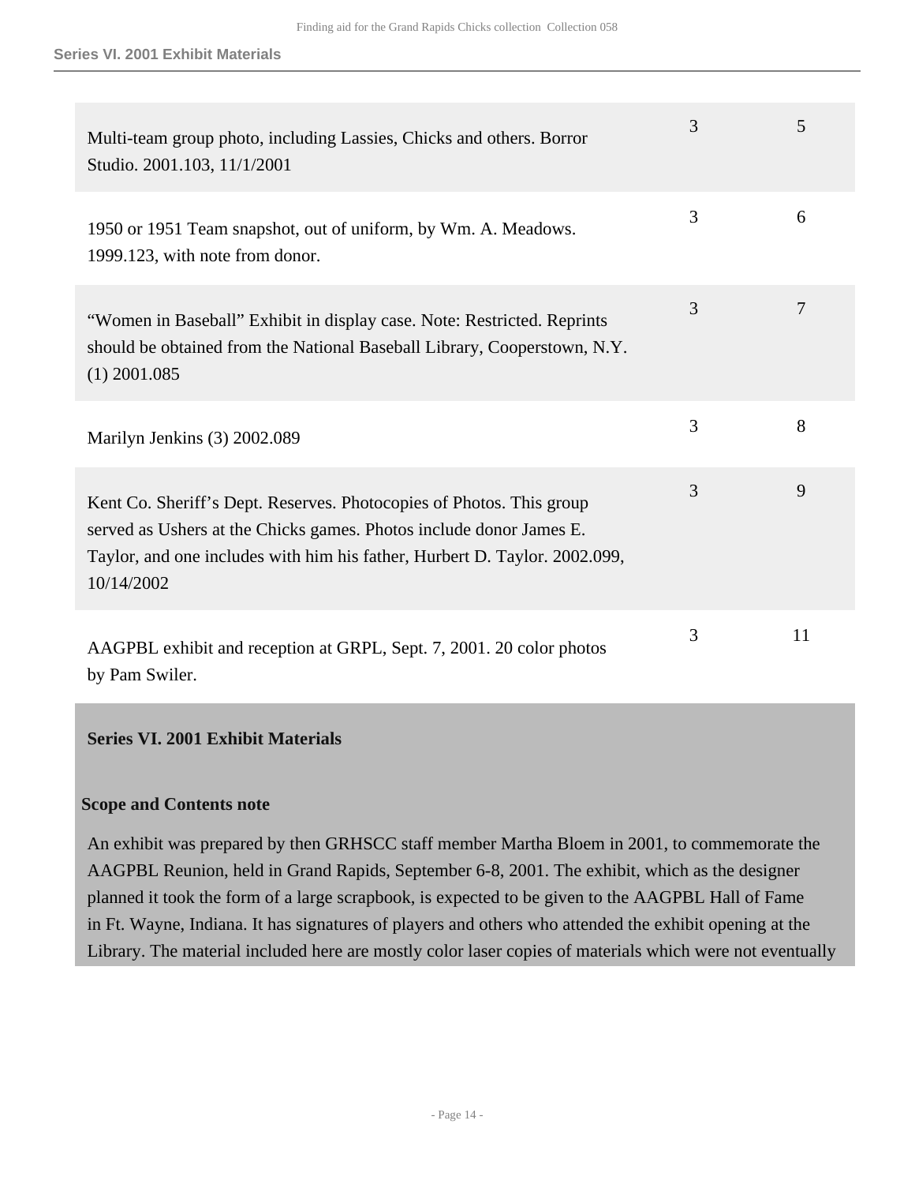| Description | Box | Folder |
|---|---|---|
| Multi-team group photo, including Lassies, Chicks and others. Borror Studio. 2001.103, 11/1/2001 | 3 | 5 |
| 1950 or 1951 Team snapshot, out of uniform, by Wm. A. Meadows. 1999.123, with note from donor. | 3 | 6 |
| "Women in Baseball" Exhibit in display case. Note: Restricted. Reprints should be obtained from the National Baseball Library, Cooperstown, N.Y. (1) 2001.085 | 3 | 7 |
| Marilyn Jenkins (3) 2002.089 | 3 | 8 |
| Kent Co. Sheriff's Dept. Reserves. Photocopies of Photos. This group served as Ushers at the Chicks games. Photos include donor James E. Taylor, and one includes with him his father, Hurbert D. Taylor. 2002.099, 10/14/2002 | 3 | 9 |
| AAGPBL exhibit and reception at GRPL, Sept. 7, 2001. 20 color photos by Pam Swiler. | 3 | 11 |

## Series VI. 2001 Exhibit Materials

### Scope and Contents note

An exhibit was prepared by then GRHSCC staff member Martha Bloem in 2001, to commemorate the AAGPBL Reunion, held in Grand Rapids, September 6-8, 2001. The exhibit, which as the designer planned it took the form of a large scrapbook, is expected to be given to the AAGPBL Hall of Fame in Ft. Wayne, Indiana. It has signatures of players and others who attended the exhibit opening at the Library. The material included here are mostly color laser copies of materials which were not eventually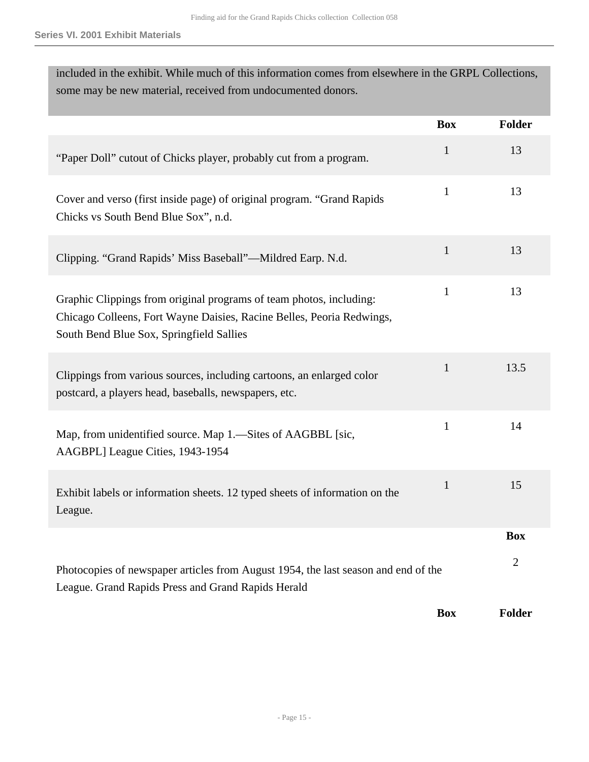included in the exhibit. While much of this information comes from elsewhere in the GRPL Collections, some may be new material, received from undocumented donors.

| | Box | Folder |
|---|---|---|
| “Paper Doll” cutout of Chicks player, probably cut from a program. | 1 | 13 |
| Cover and verso (first inside page) of original program. “Grand Rapids Chicks vs South Bend Blue Sox”, n.d. | 1 | 13 |
| Clipping. “Grand Rapids’ Miss Baseball”—Mildred Earp. N.d. | 1 | 13 |
| Graphic Clippings from original programs of team photos, including: Chicago Colleens, Fort Wayne Daisies, Racine Belles, Peoria Redwings, South Bend Blue Sox, Springfield Sallies | 1 | 13 |
| Clippings from various sources, including cartoons, an enlarged color postcard, a players head, baseballs, newspapers, etc. | 1 | 13.5 |
| Map, from unidentified source. Map 1.—Sites of AAGBBL [sic, AAGBPL] League Cities, 1943-1954 | 1 | 14 |
| Exhibit labels or information sheets. 12 typed sheets of information on the League. | 1 | 15 |

| | Box |
|---|---|
| Photocopies of newspaper articles from August 1954, the last season and end of the League. Grand Rapids Press and Grand Rapids Herald | 2 |

| | Box | Folder |
|---|---|---|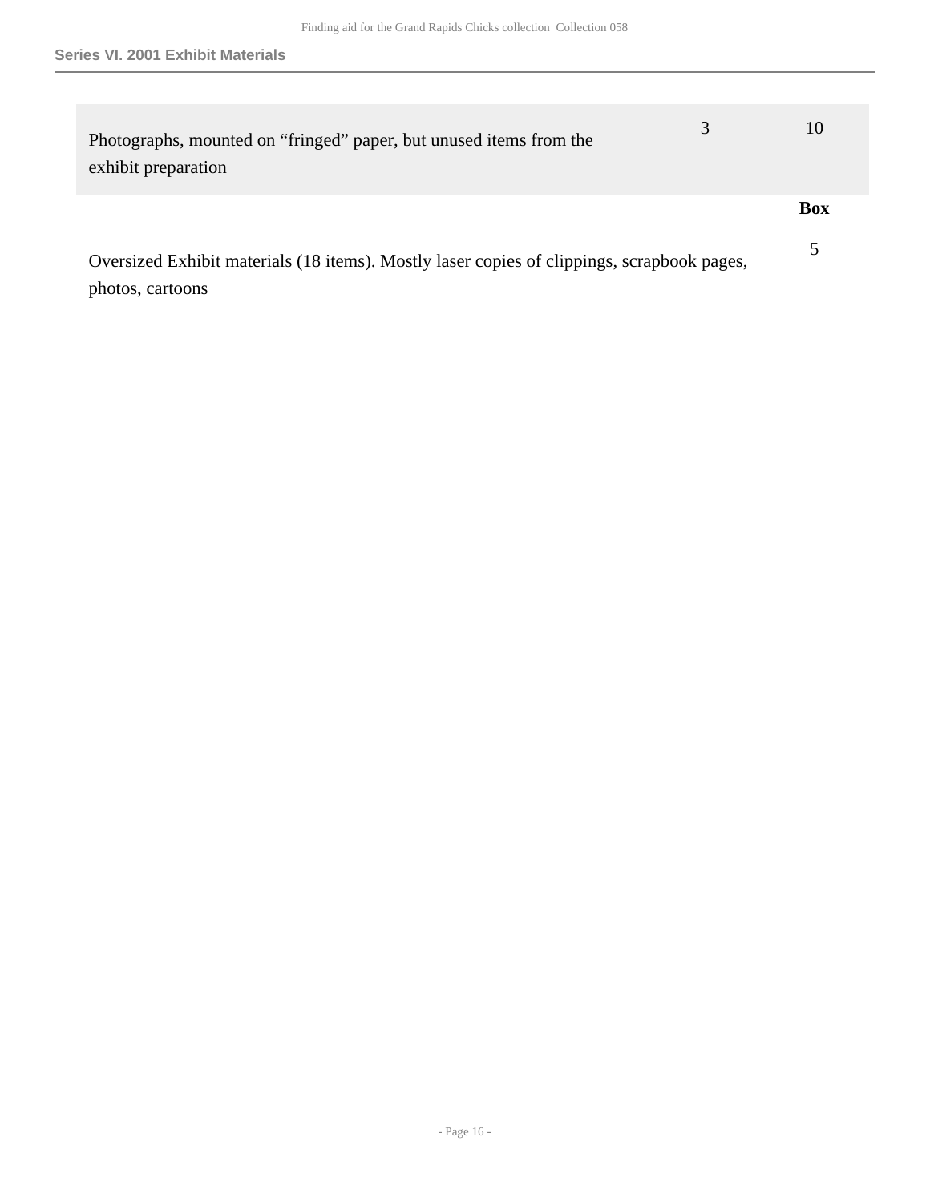## Series VI. 2001 Exhibit Materials

| | | |
|---|---|---|
| Photographs, mounted on “fringed” paper, but unused items from the exhibit preparation | 3 | 10 |

| | **Box** |
|---|---|
| Oversized Exhibit materials (18 items). Mostly laser copies of clippings, scrapbook pages, photos, cartoons | 5 |